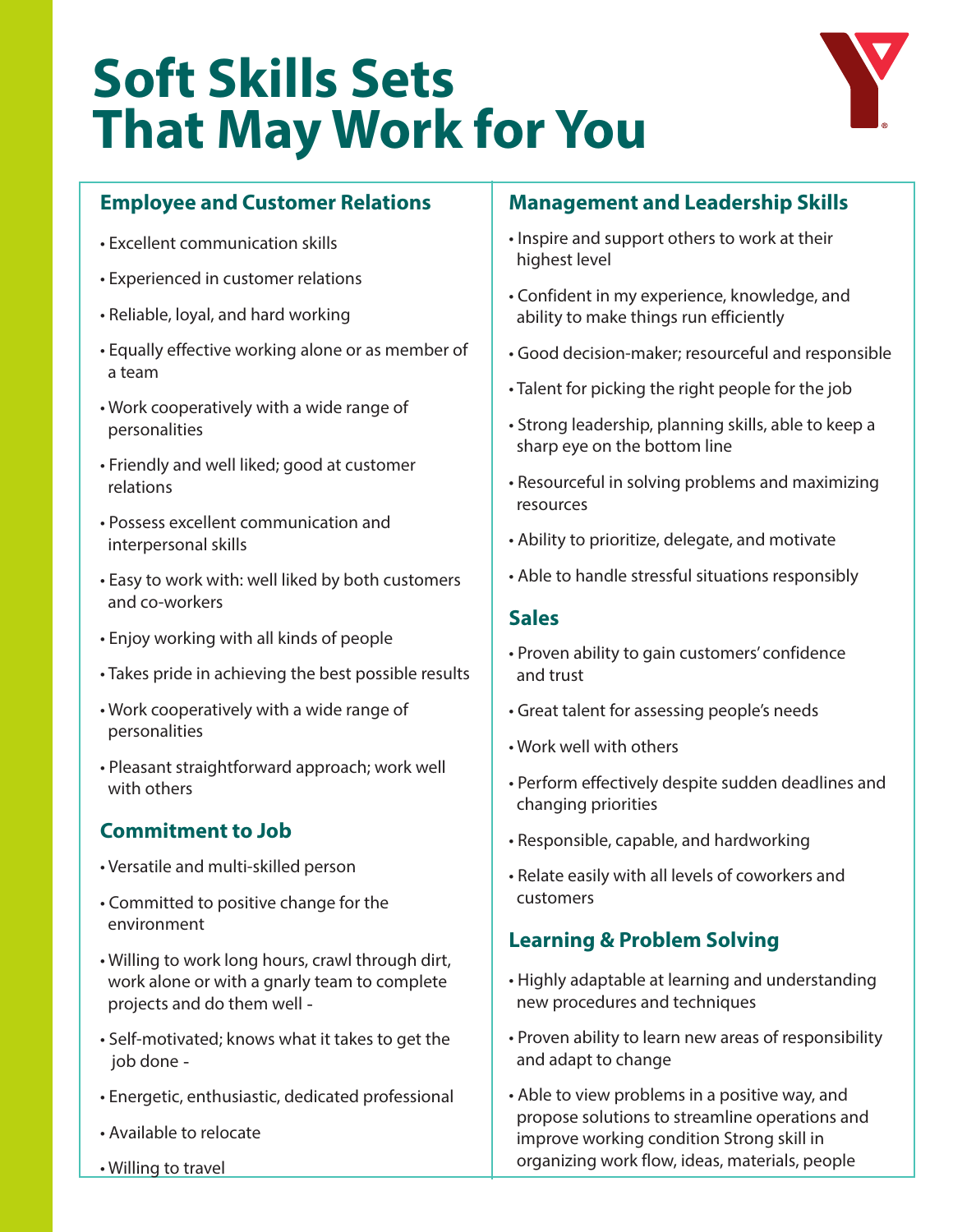# Soft Skills Sets That May Work for You

## Employee and Customer Relations

- Excellent communication skills
- Experienced in customer relations
- Reliable, loyal, and hard working
- Equally effective working alone or as member of a team
- Work cooperatively with a wide range of personalities
- Friendly and well liked; good at customer relations
- Possess excellent communication and interpersonal skills
- Easy to work with: well liked by both customers and co-workers
- Enjoy working with all kinds of people
- Takes pride in achieving the best possible results
- Work cooperatively with a wide range of personalities
- Pleasant straightforward approach; work well with others

## Commitment to Job

- Versatile and multi-skilled person
- Committed to positive change for the environment
- Willing to work long hours, crawl through dirt, work alone or with a gnarly team to complete projects and do them well -
- Self-motivated; knows what it takes to get the job done -
- Energetic, enthusiastic, dedicated professional
- Available to relocate
- Willing to travel

## Management and Leadership Skills

- Inspire and support others to work at their highest level
- Confident in my experience, knowledge, and ability to make things run efficiently
- Good decision-maker; resourceful and responsible
- Talent for picking the right people for the job
- Strong leadership, planning skills, able to keep a sharp eye on the bottom line
- Resourceful in solving problems and maximizing resources
- Ability to prioritize, delegate, and motivate
- Able to handle stressful situations responsibly

## Sales

- Proven ability to gain customers' confidence and trust
- Great talent for assessing people's needs
- Work well with others
- Perform effectively despite sudden deadlines and changing priorities
- Responsible, capable, and hardworking
- Relate easily with all levels of coworkers and customers

## Learning & Problem Solving

- Highly adaptable at learning and understanding new procedures and techniques
- Proven ability to learn new areas of responsibility and adapt to change
- Able to view problems in a positive way, and propose solutions to streamline operations and improve working condition Strong skill in organizing work flow, ideas, materials, people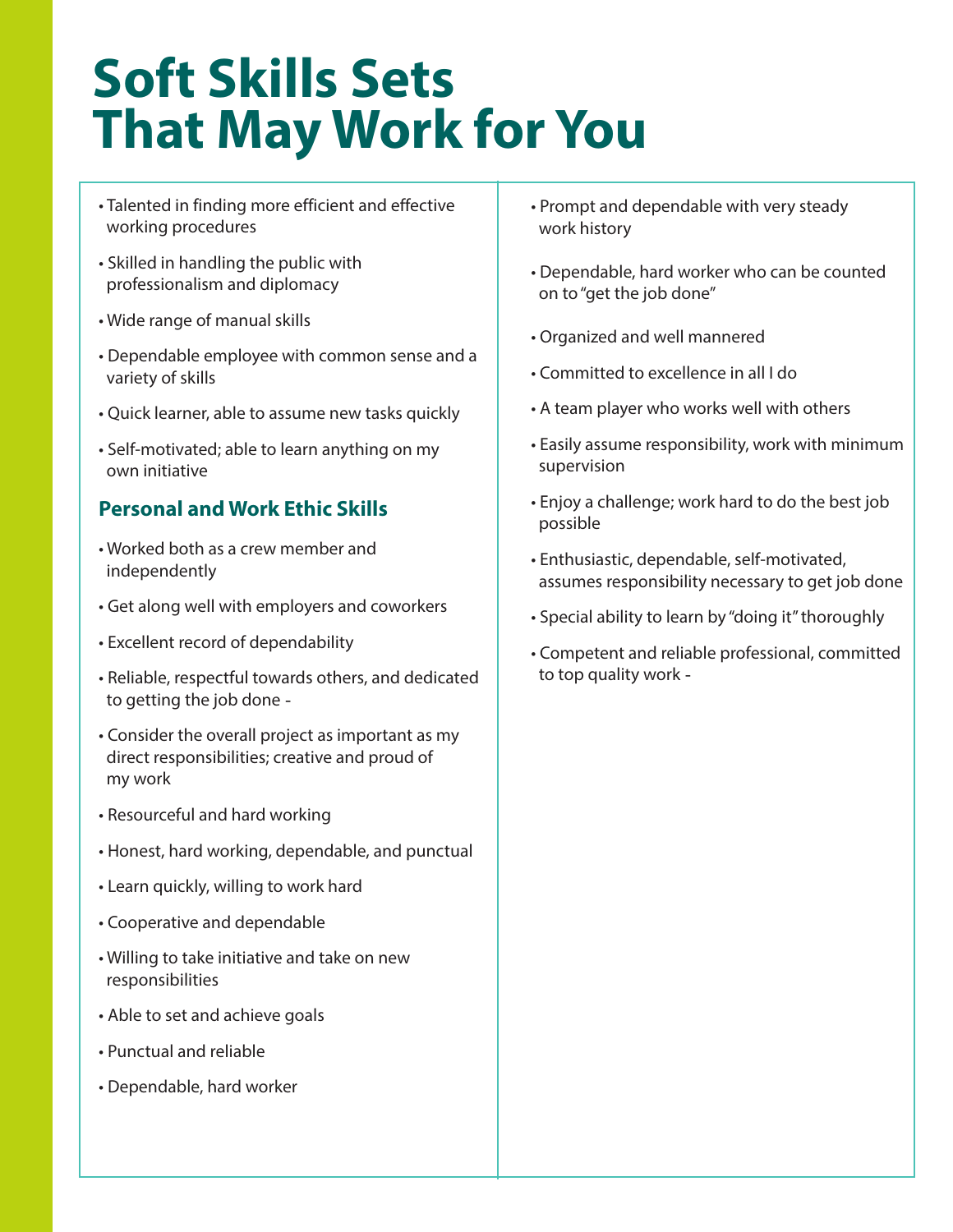# Soft Skills Sets That May Work for You

- Talented in finding more efficient and effective working procedures
- Skilled in handling the public with professionalism and diplomacy
- Wide range of manual skills
- Dependable employee with common sense and a variety of skills
- Quick learner, able to assume new tasks quickly
- Self-motivated; able to learn anything on my own initiative

### Personal and Work Ethic Skills

- Worked both as a crew member and independently
- Get along well with employers and coworkers
- Excellent record of dependability
- Reliable, respectful towards others, and dedicated to getting the job done -
- Consider the overall project as important as my direct responsibilities; creative and proud of my work
- Resourceful and hard working
- Honest, hard working, dependable, and punctual
- Learn quickly, willing to work hard
- Cooperative and dependable
- Willing to take initiative and take on new responsibilities
- Able to set and achieve goals
- Punctual and reliable
- Dependable, hard worker
- Prompt and dependable with very steady work history
- Dependable, hard worker who can be counted on to "get the job done"
- Organized and well mannered
- Committed to excellence in all I do
- A team player who works well with others
- Easily assume responsibility, work with minimum supervision
- Enjoy a challenge; work hard to do the best job possible
- Enthusiastic, dependable, self-motivated, assumes responsibility necessary to get job done
- Special ability to learn by "doing it" thoroughly
- Competent and reliable professional, committed to top quality work -